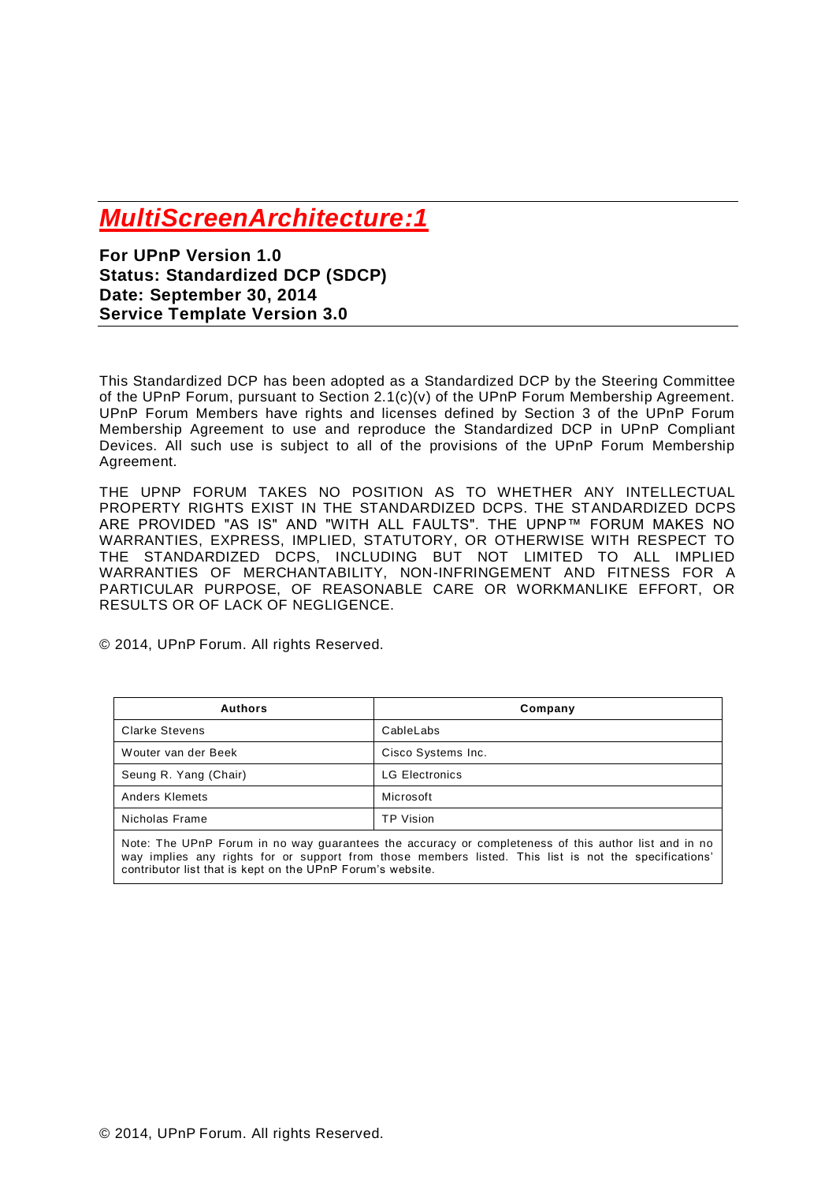# *MultiScreenArchitecture:1*

**For UPnP Version 1.0**
**Status: Standardized DCP (SDCP)**
**Date: September 30, 2014**
**Service Template Version 3.0**

This Standardized DCP has been adopted as a Standardized DCP by the Steering Committee of the UPnP Forum, pursuant to Section 2.1(c)(v) of the UPnP Forum Membership Agreement. UPnP Forum Members have rights and licenses defined by Section 3 of the UPnP Forum Membership Agreement to use and reproduce the Standardized DCP in UPnP Compliant Devices. All such use is subject to all of the provisions of the UPnP Forum Membership Agreement.

THE UPNP FORUM TAKES NO POSITION AS TO WHETHER ANY INTELLECTUAL PROPERTY RIGHTS EXIST IN THE STANDARDIZED DCPS. THE STANDARDIZED DCPS ARE PROVIDED "AS IS" AND "WITH ALL FAULTS". THE UPNP™ FORUM MAKES NO WARRANTIES, EXPRESS, IMPLIED, STATUTORY, OR OTHERWISE WITH RESPECT TO THE STANDARDIZED DCPS, INCLUDING BUT NOT LIMITED TO ALL IMPLIED WARRANTIES OF MERCHANTABILITY, NON-INFRINGEMENT AND FITNESS FOR A PARTICULAR PURPOSE, OF REASONABLE CARE OR WORKMANLIKE EFFORT, OR RESULTS OR OF LACK OF NEGLIGENCE.

© 2014, UPnP Forum. All rights Reserved.

| Authors | Company |
|---|---|
| Clarke Stevens | CableLabs |
| Wouter van der Beek | Cisco Systems Inc. |
| Seung R. Yang (Chair) | LG Electronics |
| Anders Klemets | Microsoft |
| Nicholas Frame | TP Vision |

Note: The UPnP Forum in no way guarantees the accuracy or completeness of this author list and in no way implies any rights for or support from those members listed. This list is not the specifications' contributor list that is kept on the UPnP Forum's website.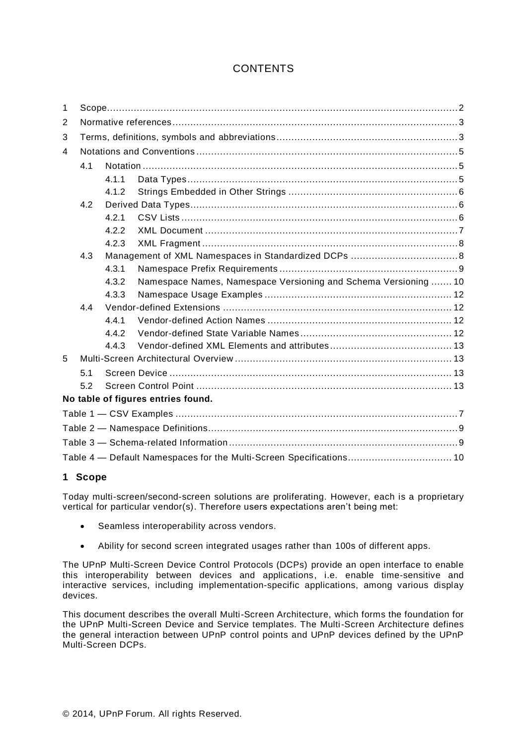# CONTENTS

1 Scope ........................................................................................................ 2
2 Normative references ............................................................................... 3
3 Terms, definitions, symbols and abbreviations ......................................... 3
4 Notations and Conventions ....................................................................... 5
   4.1 Notation .............................................................................................. 5
      4.1.1 Data Types .................................................................................. 5
      4.1.2 Strings Embedded in Other Strings ............................................ 6
   4.2 Derived Data Types ............................................................................. 6
      4.2.1 CSV Lists ..................................................................................... 6
      4.2.2 XML Document ............................................................................ 7
      4.2.3 XML Fragment ............................................................................. 8
   4.3 Management of XML Namespaces in Standardized DCPs ................... 8
      4.3.1 Namespace Prefix Requirements ................................................ 9
      4.3.2 Namespace Names, Namespace Versioning and Schema Versioning ....... 10
      4.3.3 Namespace Usage Examples ..................................................... 12
   4.4 Vendor-defined Extensions ................................................................. 12
      4.4.1 Vendor-defined Action Names ..................................................... 12
      4.4.2 Vendor-defined State Variable Names ........................................ 12
      4.4.3 Vendor-defined XML Elements and attributes ............................. 13
5 Multi-Screen Architectural Overview ........................................................ 13
   5.1 Screen Device ..................................................................................... 13
   5.2 Screen Control Point ........................................................................... 13

**No table of figures entries found.**

Table 1 — CSV Examples ............................................................................. 7
Table 2 — Namespace Definitions ................................................................. 9
Table 3 — Schema-related Information ......................................................... 9
Table 4 — Default Namespaces for the Multi-Screen Specifications .............. 10

## 1 Scope

Today multi-screen/second-screen solutions are proliferating. However, each is a proprietary vertical for particular vendor(s). Therefore users expectations aren't being met:

- Seamless interoperability across vendors.
- Ability for second screen integrated usages rather than 100s of different apps.

The UPnP Multi-Screen Device Control Protocols (DCPs) provide an open interface to enable this interoperability between devices and applications, i.e. enable time-sensitive and interactive services, including implementation-specific applications, among various display devices.

This document describes the overall Multi-Screen Architecture, which forms the foundation for the UPnP Multi-Screen Device and Service templates. The Multi-Screen Architecture defines the general interaction between UPnP control points and UPnP devices defined by the UPnP Multi-Screen DCPs.

© 2014, UPnP Forum. All rights Reserved.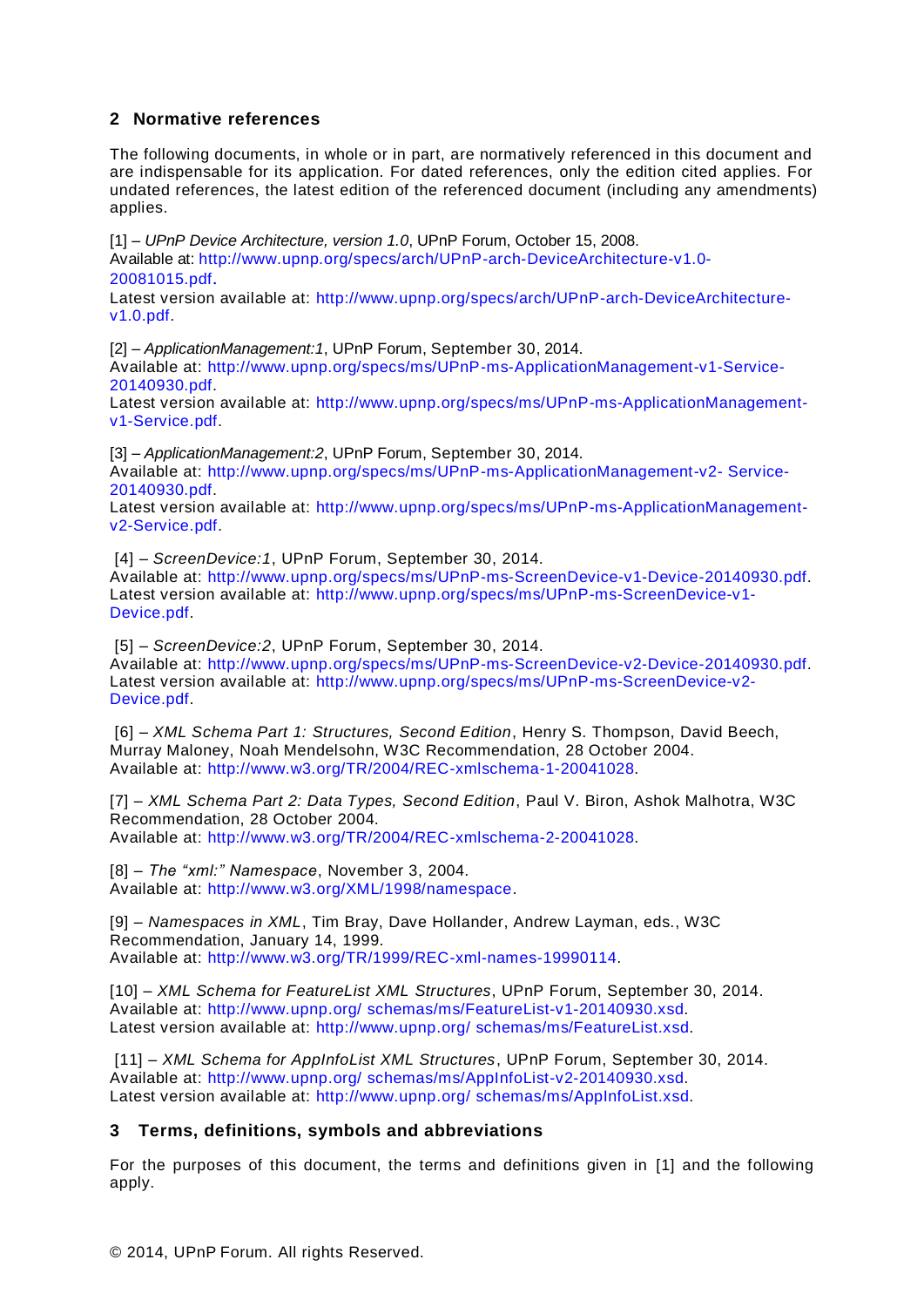## 2 Normative references

The following documents, in whole or in part, are normatively referenced in this document and are indispensable for its application. For dated references, only the edition cited applies. For undated references, the latest edition of the referenced document (including any amendments) applies.

[1] – *UPnP Device Architecture, version 1.0*, UPnP Forum, October 15, 2008.
Available at: http://www.upnp.org/specs/arch/UPnP-arch-DeviceArchitecture-v1.0-20081015.pdf.
Latest version available at: http://www.upnp.org/specs/arch/UPnP-arch-DeviceArchitecture-v1.0.pdf.

[2] – *ApplicationManagement:1*, UPnP Forum, September 30, 2014.
Available at: http://www.upnp.org/specs/ms/UPnP-ms-ApplicationManagement-v1-Service-20140930.pdf.
Latest version available at: http://www.upnp.org/specs/ms/UPnP-ms-ApplicationManagement-v1-Service.pdf.

[3] – *ApplicationManagement:2*, UPnP Forum, September 30, 2014.
Available at: http://www.upnp.org/specs/ms/UPnP-ms-ApplicationManagement-v2- Service-20140930.pdf.
Latest version available at: http://www.upnp.org/specs/ms/UPnP-ms-ApplicationManagement-v2-Service.pdf.

[4] – *ScreenDevice:1*, UPnP Forum, September 30, 2014.
Available at: http://www.upnp.org/specs/ms/UPnP-ms-ScreenDevice-v1-Device-20140930.pdf.
Latest version available at: http://www.upnp.org/specs/ms/UPnP-ms-ScreenDevice-v1-Device.pdf.

[5] – *ScreenDevice:2*, UPnP Forum, September 30, 2014.
Available at: http://www.upnp.org/specs/ms/UPnP-ms-ScreenDevice-v2-Device-20140930.pdf.
Latest version available at: http://www.upnp.org/specs/ms/UPnP-ms-ScreenDevice-v2-Device.pdf.

[6] – *XML Schema Part 1: Structures, Second Edition*, Henry S. Thompson, David Beech, Murray Maloney, Noah Mendelsohn, W3C Recommendation, 28 October 2004.
Available at: http://www.w3.org/TR/2004/REC-xmlschema-1-20041028.

[7] – *XML Schema Part 2: Data Types, Second Edition*, Paul V. Biron, Ashok Malhotra, W3C Recommendation, 28 October 2004.
Available at: http://www.w3.org/TR/2004/REC-xmlschema-2-20041028.

[8] – *The "xml:" Namespace*, November 3, 2004.
Available at: http://www.w3.org/XML/1998/namespace.

[9] – *Namespaces in XML*, Tim Bray, Dave Hollander, Andrew Layman, eds., W3C Recommendation, January 14, 1999.
Available at: http://www.w3.org/TR/1999/REC-xml-names-19990114.

[10] – *XML Schema for FeatureList XML Structures*, UPnP Forum, September 30, 2014.
Available at: http://www.upnp.org/ schemas/ms/FeatureList-v1-20140930.xsd.
Latest version available at: http://www.upnp.org/ schemas/ms/FeatureList.xsd.

[11] – *XML Schema for AppInfoList XML Structures*, UPnP Forum, September 30, 2014.
Available at: http://www.upnp.org/ schemas/ms/AppInfoList-v2-20140930.xsd.
Latest version available at: http://www.upnp.org/ schemas/ms/AppInfoList.xsd.

## 3 Terms, definitions, symbols and abbreviations

For the purposes of this document, the terms and definitions given in [1] and the following apply.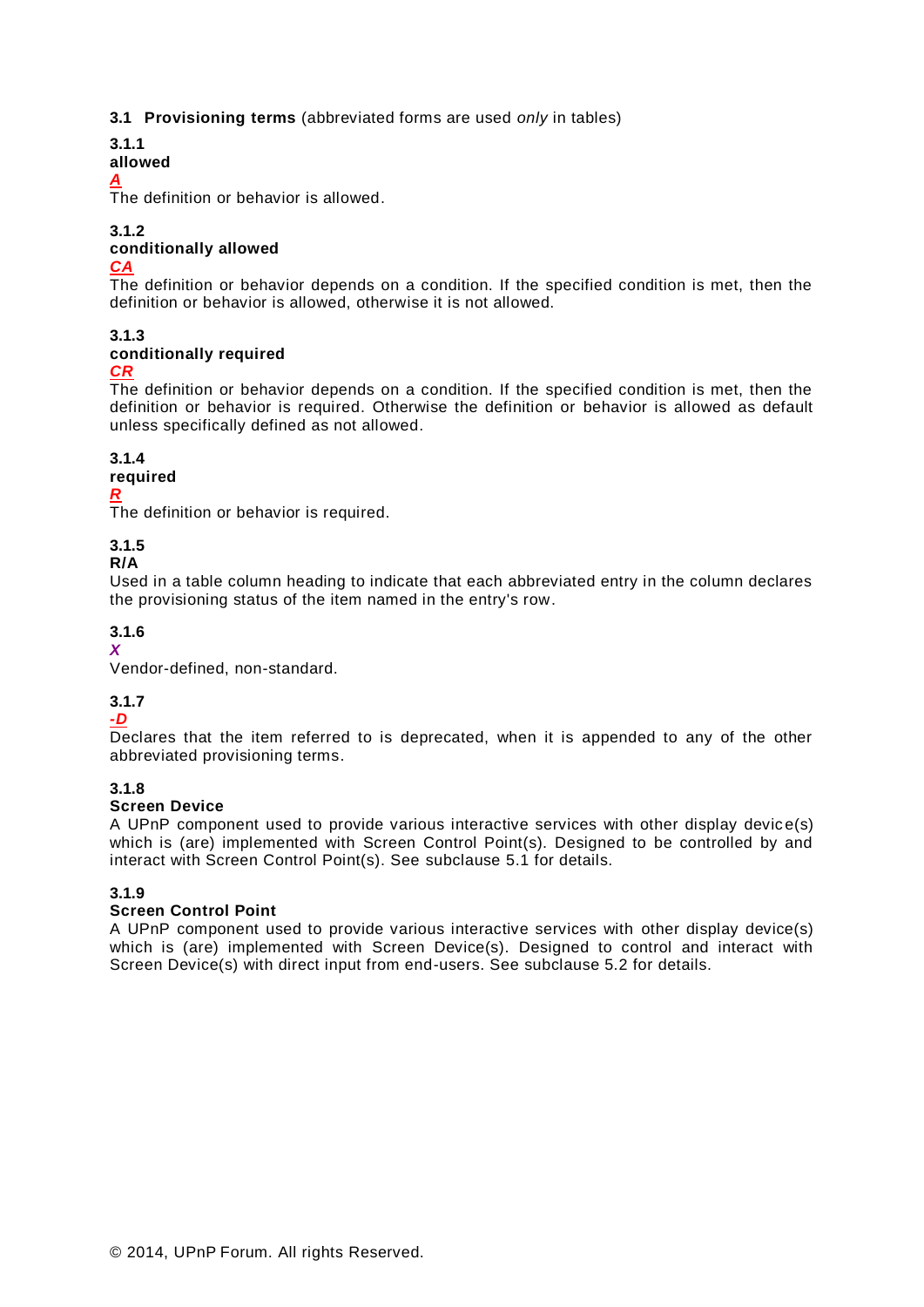### 3.1 Provisioning terms (abbreviated forms are used *only* in tables)

**3.1.1**
**allowed**
***A***
The definition or behavior is allowed.

**3.1.2**
**conditionally allowed**
***CA***
The definition or behavior depends on a condition. If the specified condition is met, then the definition or behavior is allowed, otherwise it is not allowed.

**3.1.3**
**conditionally required**
***CR***
The definition or behavior depends on a condition. If the specified condition is met, then the definition or behavior is required. Otherwise the definition or behavior is allowed as default unless specifically defined as not allowed.

**3.1.4**
**required**
***R***
The definition or behavior is required.

**3.1.5**
**R/A**
Used in a table column heading to indicate that each abbreviated entry in the column declares the provisioning status of the item named in the entry's row.

**3.1.6**
***X***
Vendor-defined, non-standard.

**3.1.7**
***-D***
Declares that the item referred to is deprecated, when it is appended to any of the other abbreviated provisioning terms.

**3.1.8**
**Screen Device**
A UPnP component used to provide various interactive services with other display device(s) which is (are) implemented with Screen Control Point(s). Designed to be controlled by and interact with Screen Control Point(s). See subclause 5.1 for details.

**3.1.9**
**Screen Control Point**
A UPnP component used to provide various interactive services with other display device(s) which is (are) implemented with Screen Device(s). Designed to control and interact with Screen Device(s) with direct input from end-users. See subclause 5.2 for details.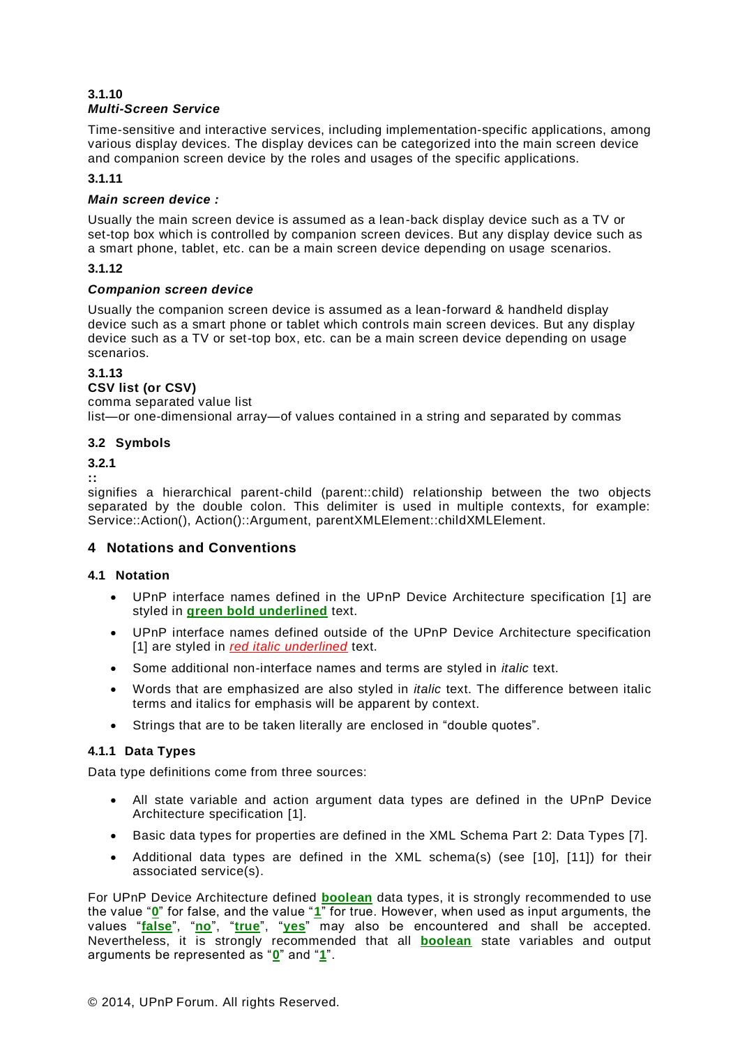**3.1.10**
***Multi-Screen Service***

Time-sensitive and interactive services, including implementation-specific applications, among various display devices. The display devices can be categorized into the main screen device and companion screen device by the roles and usages of the specific applications.

**3.1.11**

***Main screen device :***

Usually the main screen device is assumed as a lean-back display device such as a TV or set-top box which is controlled by companion screen devices. But any display device such as a smart phone, tablet, etc. can be a main screen device depending on usage scenarios.

**3.1.12**

***Companion screen device***

Usually the companion screen device is assumed as a lean-forward & handheld display device such as a smart phone or tablet which controls main screen devices. But any display device such as a TV or set-top box, etc. can be a main screen device depending on usage scenarios.

**3.1.13**
**CSV list (or CSV)**
comma separated value list
list—or one-dimensional array—of values contained in a string and separated by commas

### 3.2 Symbols

**3.2.1**
**::**
signifies a hierarchical parent-child (parent::child) relationship between the two objects separated by the double colon. This delimiter is used in multiple contexts, for example: Service::Action(), Action()::Argument, parentXMLElement::childXMLElement.

## 4 Notations and Conventions

### 4.1 Notation

- UPnP interface names defined in the UPnP Device Architecture specification [1] are styled in **green bold underlined** text.
- UPnP interface names defined outside of the UPnP Device Architecture specification [1] are styled in *red italic underlined* text.
- Some additional non-interface names and terms are styled in *italic* text.
- Words that are emphasized are also styled in *italic* text. The difference between italic terms and italics for emphasis will be apparent by context.
- Strings that are to be taken literally are enclosed in "double quotes".

#### 4.1.1 Data Types

Data type definitions come from three sources:

- All state variable and action argument data types are defined in the UPnP Device Architecture specification [1].
- Basic data types for properties are defined in the XML Schema Part 2: Data Types [7].
- Additional data types are defined in the XML schema(s) (see [10], [11]) for their associated service(s).

For UPnP Device Architecture defined **boolean** data types, it is strongly recommended to use the value "**0**" for false, and the value "**1**" for true. However, when used as input arguments, the values "**false**", "**no**", "**true**", "**yes**" may also be encountered and shall be accepted. Nevertheless, it is strongly recommended that all **boolean** state variables and output arguments be represented as "**0**" and "**1**".

© 2014, UPnP Forum. All rights Reserved.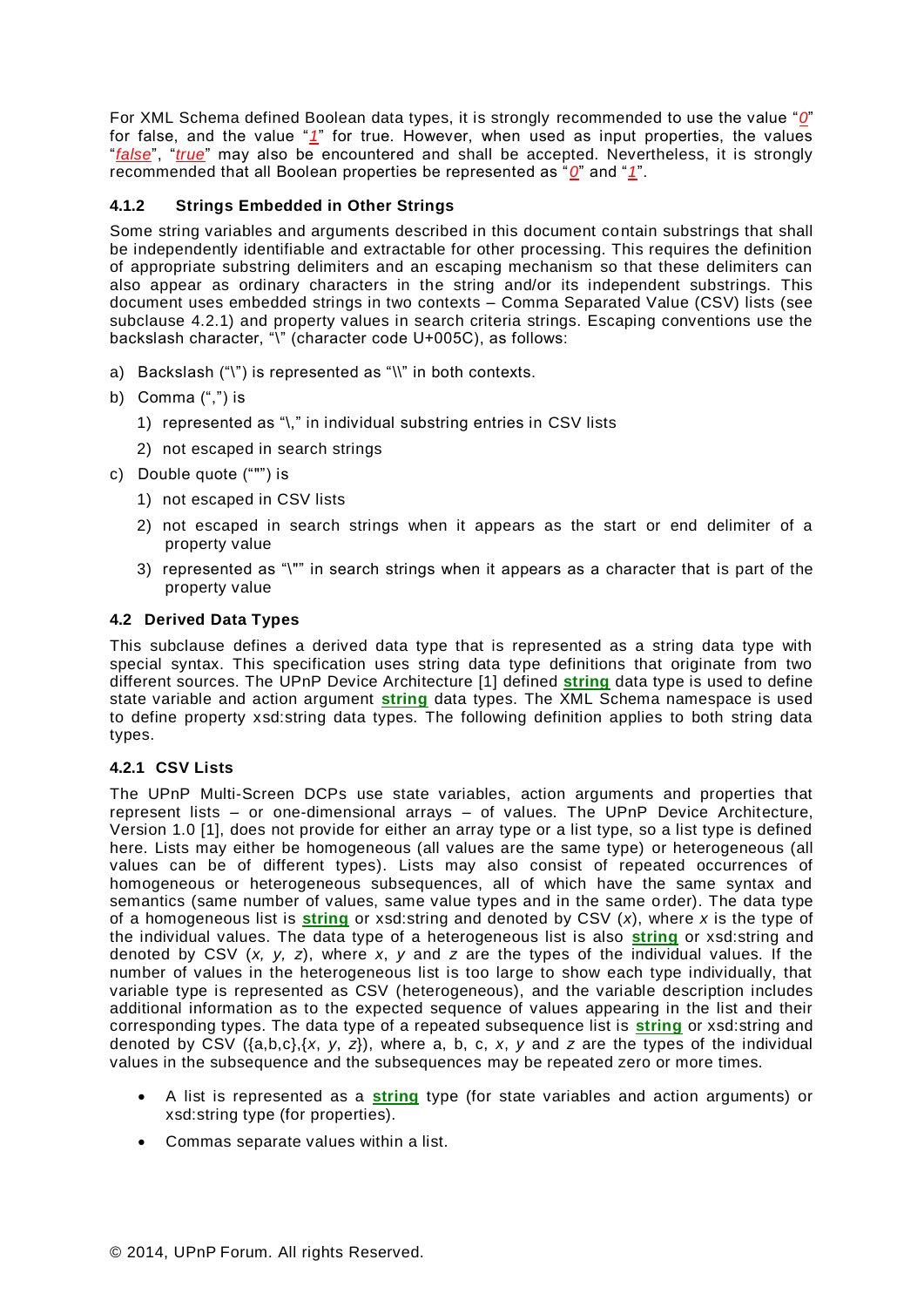For XML Schema defined Boolean data types, it is strongly recommended to use the value "*0*" for false, and the value "*1*" for true. However, when used as input properties, the values "*false*", "*true*" may also be encountered and shall be accepted. Nevertheless, it is strongly recommended that all Boolean properties be represented as "*0*" and "*1*".

### 4.1.2 Strings Embedded in Other Strings

Some string variables and arguments described in this document contain substrings that shall be independently identifiable and extractable for other processing. This requires the definition of appropriate substring delimiters and an escaping mechanism so that these delimiters can also appear as ordinary characters in the string and/or its independent substrings. This document uses embedded strings in two contexts – Comma Separated Value (CSV) lists (see subclause 4.2.1) and property values in search criteria strings. Escaping conventions use the backslash character, "\" (character code U+005C), as follows:

a) Backslash ("\") is represented as "\\" in both contexts.

b) Comma (",") is
   1) represented as "\," in individual substring entries in CSV lists
   2) not escaped in search strings

c) Double quote (""") is
   1) not escaped in CSV lists
   2) not escaped in search strings when it appears as the start or end delimiter of a property value
   3) represented as "\"" in search strings when it appears as a character that is part of the property value

## 4.2 Derived Data Types

This subclause defines a derived data type that is represented as a string data type with special syntax. This specification uses string data type definitions that originate from two different sources. The UPnP Device Architecture [1] defined **string** data type is used to define state variable and action argument **string** data types. The XML Schema namespace is used to define property xsd:string data types. The following definition applies to both string data types.

### 4.2.1 CSV Lists

The UPnP Multi-Screen DCPs use state variables, action arguments and properties that represent lists – or one-dimensional arrays – of values. The UPnP Device Architecture, Version 1.0 [1], does not provide for either an array type or a list type, so a list type is defined here. Lists may either be homogeneous (all values are the same type) or heterogeneous (all values can be of different types). Lists may also consist of repeated occurrences of homogeneous or heterogeneous subsequences, all of which have the same syntax and semantics (same number of values, same value types and in the same order). The data type of a homogeneous list is **string** or xsd:string and denoted by CSV (*x*), where *x* is the type of the individual values. The data type of a heterogeneous list is also **string** or xsd:string and denoted by CSV (*x, y, z*), where *x*, *y* and *z* are the types of the individual values. If the number of values in the heterogeneous list is too large to show each type individually, that variable type is represented as CSV (heterogeneous), and the variable description includes additional information as to the expected sequence of values appearing in the list and their corresponding types. The data type of a repeated subsequence list is **string** or xsd:string and denoted by CSV ({a,b,c},{*x*, *y*, *z*}), where a, b, c, *x*, *y* and *z* are the types of the individual values in the subsequence and the subsequences may be repeated zero or more times.

- A list is represented as a **string** type (for state variables and action arguments) or xsd:string type (for properties).
- Commas separate values within a list.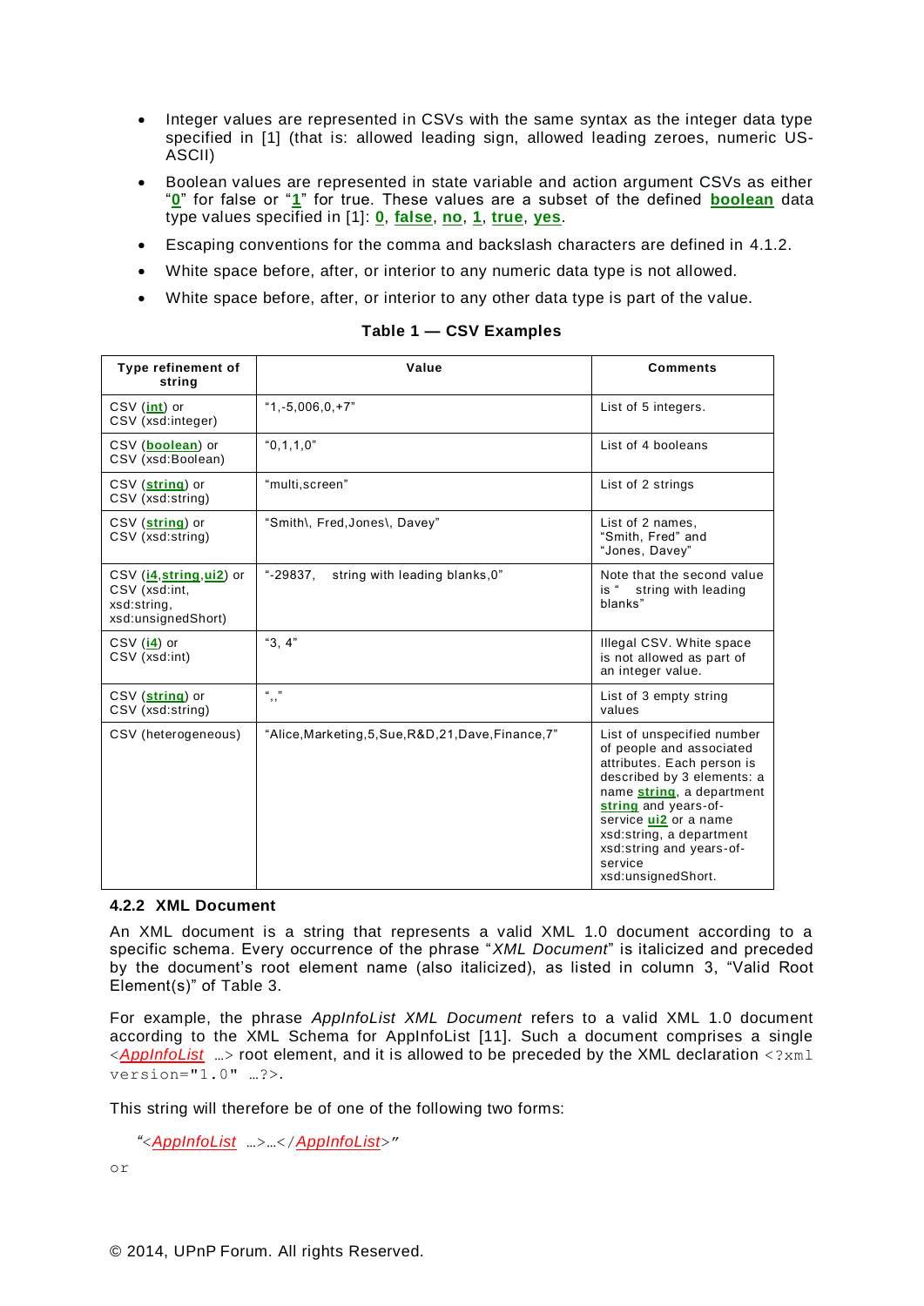- Integer values are represented in CSVs with the same syntax as the integer data type specified in [1] (that is: allowed leading sign, allowed leading zeroes, numeric US-ASCII)
- Boolean values are represented in state variable and action argument CSVs as either "**0**" for false or "**1**" for true. These values are a subset of the defined **boolean** data type values specified in [1]: **0**, **false**, **no**, **1**, **true**, **yes**.
- Escaping conventions for the comma and backslash characters are defined in 4.1.2.
- White space before, after, or interior to any numeric data type is not allowed.
- White space before, after, or interior to any other data type is part of the value.

**Table 1 — CSV Examples**

| Type refinement of string | Value | Comments |
|---|---|---|
| CSV (**int**) or CSV (xsd:integer) | "1,-5,006,0,+7" | List of 5 integers. |
| CSV (**boolean**) or CSV (xsd:Boolean) | "0,1,1,0" | List of 4 booleans |
| CSV (**string**) or CSV (xsd:string) | "multi,screen" | List of 2 strings |
| CSV (**string**) or CSV (xsd:string) | "Smith\, Fred,Jones\, Davey" | List of 2 names, "Smith, Fred" and "Jones, Davey" |
| CSV (**i4**,**string**,**ui2**) or CSV (xsd:int, xsd:string, xsd:unsignedShort) | "-29837,    string with leading blanks,0" | Note that the second value is "    string with leading blanks" |
| CSV (**i4**) or CSV (xsd:int) | "3, 4" | Illegal CSV. White space is not allowed as part of an integer value. |
| CSV (**string**) or CSV (xsd:string) | ",," | List of 3 empty string values |
| CSV (heterogeneous) | "Alice,Marketing,5,Sue,R&D,21,Dave,Finance,7" | List of unspecified number of people and associated attributes. Each person is described by 3 elements: a name **string**, a department **string** and years-of-service **ui2** or a name xsd:string, a department xsd:string and years-of-service xsd:unsignedShort. |

### 4.2.2 XML Document

An XML document is a string that represents a valid XML 1.0 document according to a specific schema. Every occurrence of the phrase "*XML Document*" is italicized and preceded by the document's root element name (also italicized), as listed in column 3, "Valid Root Element(s)" of Table 3.

For example, the phrase *AppInfoList XML Document* refers to a valid XML 1.0 document according to the XML Schema for AppInfoList [11]. Such a document comprises a single `<AppInfoList …>` root element, and it is allowed to be preceded by the XML declaration `<?xml version="1.0" …?>`.

This string will therefore be of one of the following two forms:

*"<AppInfoList …>…</AppInfoList>"*

or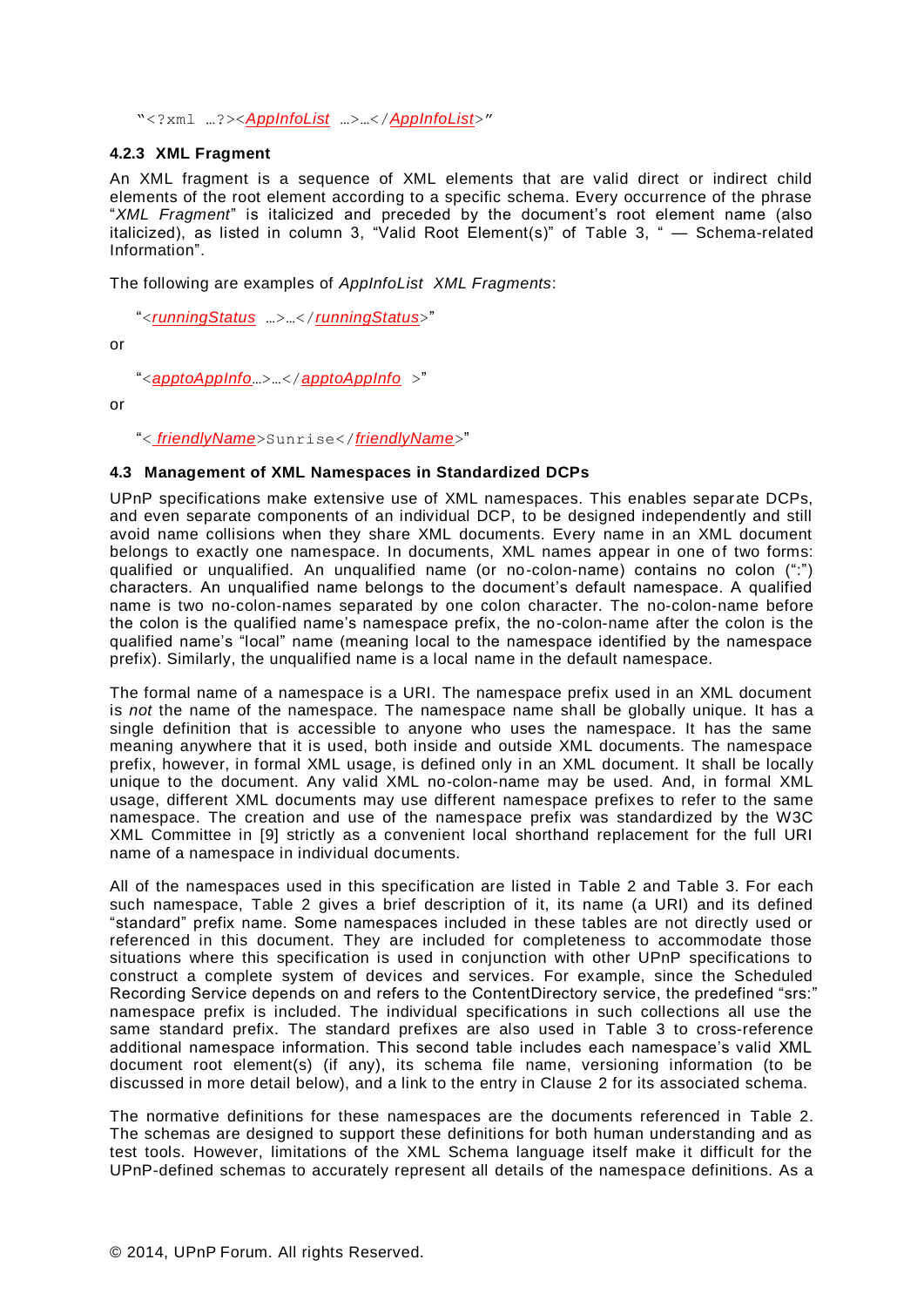"<?xml …?><*AppInfoList* …>…</*AppInfoList*>"

### 4.2.3 XML Fragment

An XML fragment is a sequence of XML elements that are valid direct or indirect child elements of the root element according to a specific schema. Every occurrence of the phrase "*XML Fragment*" is italicized and preceded by the document's root element name (also italicized), as listed in column 3, "Valid Root Element(s)" of Table 3, " — Schema-related Information".

The following are examples of *AppInfoList XML Fragments*:

"<*runningStatus* …>…</*runningStatus*>"

or

"<*apptoAppInfo*…>…</*apptoAppInfo* >"

or

"< *friendlyName*>Sunrise</*friendlyName*>"

## 4.3 Management of XML Namespaces in Standardized DCPs

UPnP specifications make extensive use of XML namespaces. This enables separate DCPs, and even separate components of an individual DCP, to be designed independently and still avoid name collisions when they share XML documents. Every name in an XML document belongs to exactly one namespace. In documents, XML names appear in one of two forms: qualified or unqualified. An unqualified name (or no-colon-name) contains no colon (":") characters. An unqualified name belongs to the document's default namespace. A qualified name is two no-colon-names separated by one colon character. The no-colon-name before the colon is the qualified name's namespace prefix, the no-colon-name after the colon is the qualified name's "local" name (meaning local to the namespace identified by the namespace prefix). Similarly, the unqualified name is a local name in the default namespace.

The formal name of a namespace is a URI. The namespace prefix used in an XML document is *not* the name of the namespace. The namespace name shall be globally unique. It has a single definition that is accessible to anyone who uses the namespace. It has the same meaning anywhere that it is used, both inside and outside XML documents. The namespace prefix, however, in formal XML usage, is defined only in an XML document. It shall be locally unique to the document. Any valid XML no-colon-name may be used. And, in formal XML usage, different XML documents may use different namespace prefixes to refer to the same namespace. The creation and use of the namespace prefix was standardized by the W3C XML Committee in [9] strictly as a convenient local shorthand replacement for the full URI name of a namespace in individual documents.

All of the namespaces used in this specification are listed in Table 2 and Table 3. For each such namespace, Table 2 gives a brief description of it, its name (a URI) and its defined "standard" prefix name. Some namespaces included in these tables are not directly used or referenced in this document. They are included for completeness to accommodate those situations where this specification is used in conjunction with other UPnP specifications to construct a complete system of devices and services. For example, since the Scheduled Recording Service depends on and refers to the ContentDirectory service, the predefined "srs:" namespace prefix is included. The individual specifications in such collections all use the same standard prefix. The standard prefixes are also used in Table 3 to cross-reference additional namespace information. This second table includes each namespace's valid XML document root element(s) (if any), its schema file name, versioning information (to be discussed in more detail below), and a link to the entry in Clause 2 for its associated schema.

The normative definitions for these namespaces are the documents referenced in Table 2. The schemas are designed to support these definitions for both human understanding and as test tools. However, limitations of the XML Schema language itself make it difficult for the UPnP-defined schemas to accurately represent all details of the namespace definitions. As a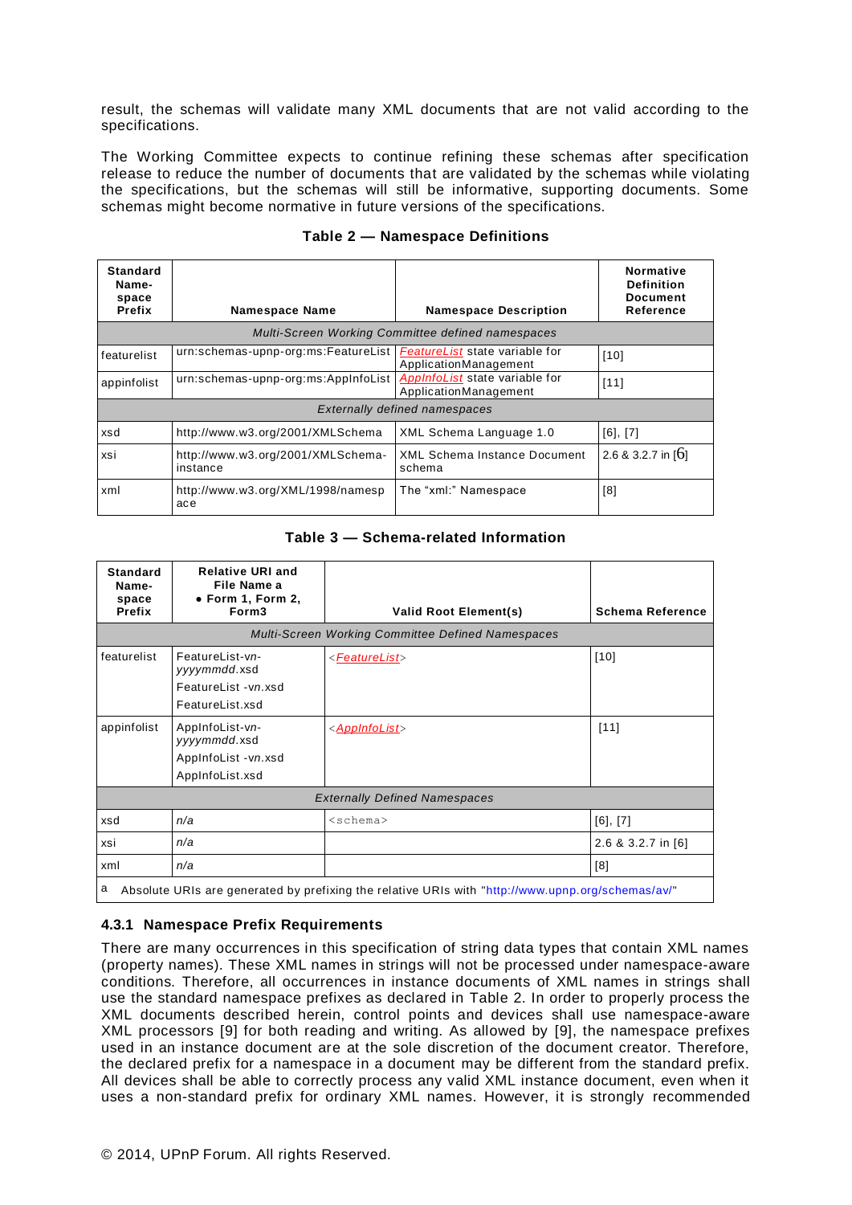result, the schemas will validate many XML documents that are not valid according to the specifications.

The Working Committee expects to continue refining these schemas after specification release to reduce the number of documents that are validated by the schemas while violating the specifications, but the schemas will still be informative, supporting documents. Some schemas might become normative in future versions of the specifications.

**Table 2 — Namespace Definitions**

| Standard Name-space Prefix | Namespace Name | Namespace Description | Normative Definition Document Reference |
|---|---|---|---|
| *Multi-Screen Working Committee defined namespaces* | | | |
| featurelist | urn:schemas-upnp-org:ms:FeatureList | *FeatureList* state variable for ApplicationManagement | [10] |
| appinfolist | urn:schemas-upnp-org:ms:AppInfoList | *AppInfoList* state variable for ApplicationManagement | [11] |
| *Externally defined namespaces* | | | |
| xsd | http://www.w3.org/2001/XMLSchema | XML Schema Language 1.0 | [6], [7] |
| xsi | http://www.w3.org/2001/XMLSchema-instance | XML Schema Instance Document schema | 2.6 & 3.2.7 in [6] |
| xml | http://www.w3.org/XML/1998/namespace | The "xml:" Namespace | [8] |

**Table 3 — Schema-related Information**

| Standard Name-space Prefix | Relative URI and File Name a • Form 1, Form 2, Form3 | Valid Root Element(s) | Schema Reference |
|---|---|---|---|
| *Multi-Screen Working Committee Defined Namespaces* | | | |
| featurelist | FeatureList-*vn*-*yyyymmdd*.xsd<br>FeatureList -*vn*.xsd<br>FeatureList.xsd | <*FeatureList*> | [10] |
| appinfolist | AppInfoList-*vn*-*yyyymmdd*.xsd<br>AppInfoList -*vn*.xsd<br>AppInfoList.xsd | <*AppInfoList*> | [11] |
| *Externally Defined Namespaces* | | | |
| xsd | *n/a* | <schema> | [6], [7] |
| xsi | *n/a* | | 2.6 & 3.2.7 in [6] |
| xml | *n/a* | | [8] |

a Absolute URIs are generated by prefixing the relative URIs with "http://www.upnp.org/schemas/av/"

### 4.3.1 Namespace Prefix Requirements

There are many occurrences in this specification of string data types that contain XML names (property names). These XML names in strings will not be processed under namespace-aware conditions. Therefore, all occurrences in instance documents of XML names in strings shall use the standard namespace prefixes as declared in Table 2. In order to properly process the XML documents described herein, control points and devices shall use namespace-aware XML processors [9] for both reading and writing. As allowed by [9], the namespace prefixes used in an instance document are at the sole discretion of the document creator. Therefore, the declared prefix for a namespace in a document may be different from the standard prefix. All devices shall be able to correctly process any valid XML instance document, even when it uses a non-standard prefix for ordinary XML names. However, it is strongly recommended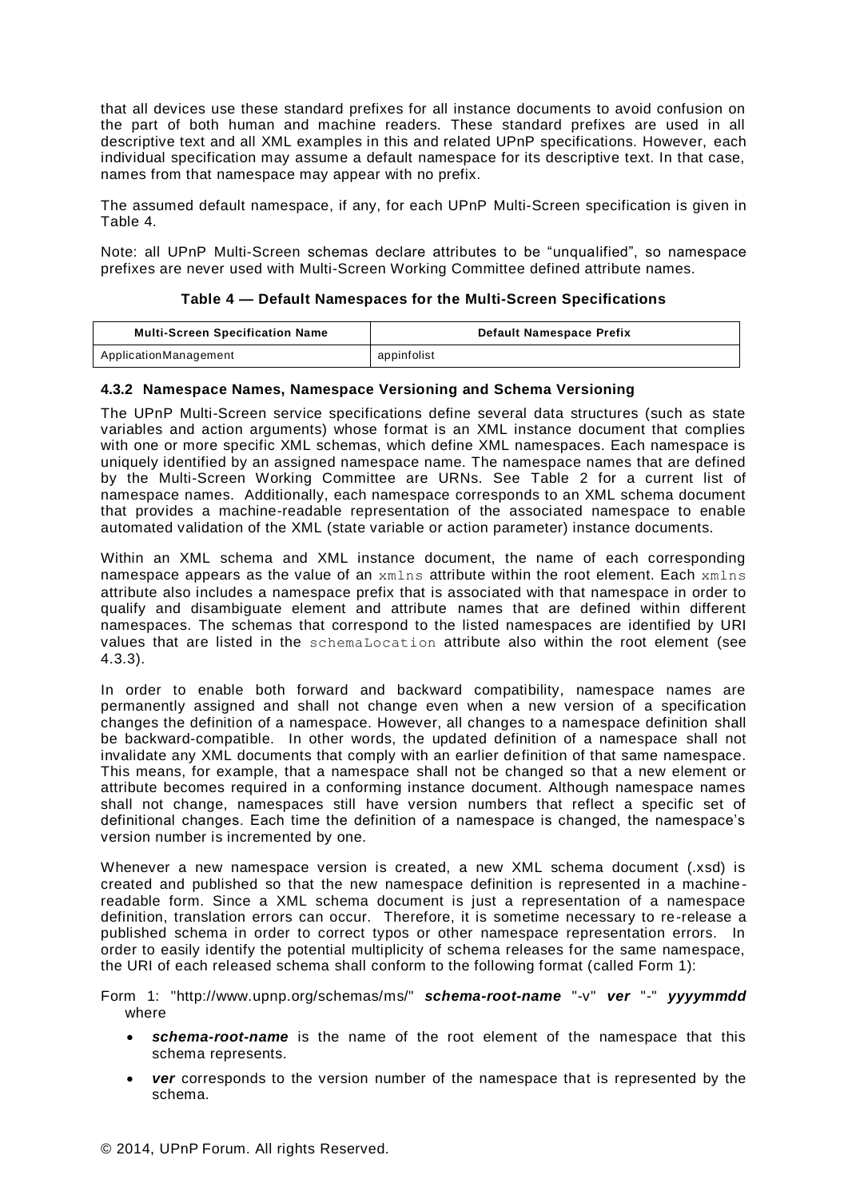that all devices use these standard prefixes for all instance documents to avoid confusion on the part of both human and machine readers. These standard prefixes are used in all descriptive text and all XML examples in this and related UPnP specifications. However, each individual specification may assume a default namespace for its descriptive text. In that case, names from that namespace may appear with no prefix.

The assumed default namespace, if any, for each UPnP Multi-Screen specification is given in Table 4.

Note: all UPnP Multi-Screen schemas declare attributes to be "unqualified", so namespace prefixes are never used with Multi-Screen Working Committee defined attribute names.

**Table 4 — Default Namespaces for the Multi-Screen Specifications**

| Multi-Screen Specification Name | Default Namespace Prefix |
|---|---|
| ApplicationManagement | appinfolist |

### 4.3.2 Namespace Names, Namespace Versioning and Schema Versioning

The UPnP Multi-Screen service specifications define several data structures (such as state variables and action arguments) whose format is an XML instance document that complies with one or more specific XML schemas, which define XML namespaces. Each namespace is uniquely identified by an assigned namespace name. The namespace names that are defined by the Multi-Screen Working Committee are URNs. See Table 2 for a current list of namespace names. Additionally, each namespace corresponds to an XML schema document that provides a machine-readable representation of the associated namespace to enable automated validation of the XML (state variable or action parameter) instance documents.

Within an XML schema and XML instance document, the name of each corresponding namespace appears as the value of an `xmlns` attribute within the root element. Each `xmlns` attribute also includes a namespace prefix that is associated with that namespace in order to qualify and disambiguate element and attribute names that are defined within different namespaces. The schemas that correspond to the listed namespaces are identified by URI values that are listed in the `schemaLocation` attribute also within the root element (see 4.3.3).

In order to enable both forward and backward compatibility, namespace names are permanently assigned and shall not change even when a new version of a specification changes the definition of a namespace. However, all changes to a namespace definition shall be backward-compatible. In other words, the updated definition of a namespace shall not invalidate any XML documents that comply with an earlier definition of that same namespace. This means, for example, that a namespace shall not be changed so that a new element or attribute becomes required in a conforming instance document. Although namespace names shall not change, namespaces still have version numbers that reflect a specific set of definitional changes. Each time the definition of a namespace is changed, the namespace's version number is incremented by one.

Whenever a new namespace version is created, a new XML schema document (.xsd) is created and published so that the new namespace definition is represented in a machine-readable form. Since a XML schema document is just a representation of a namespace definition, translation errors can occur. Therefore, it is sometime necessary to re-release a published schema in order to correct typos or other namespace representation errors. In order to easily identify the potential multiplicity of schema releases for the same namespace, the URI of each released schema shall conform to the following format (called Form 1):

Form 1: "http://www.upnp.org/schemas/ms/" ***schema-root-name*** "-v" ***ver*** "-" ***yyyymmdd*** where

- ***schema-root-name*** is the name of the root element of the namespace that this schema represents.
- ***ver*** corresponds to the version number of the namespace that is represented by the schema.

© 2014, UPnP Forum. All rights Reserved.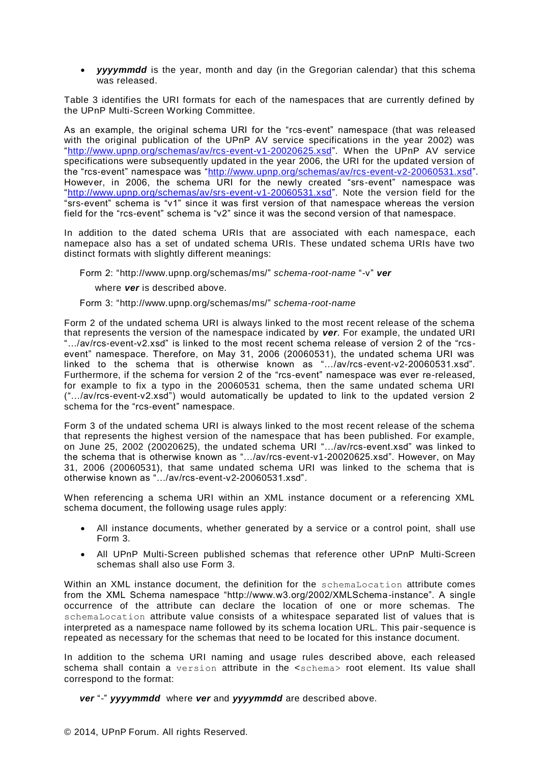- ***yyyymmdd*** is the year, month and day (in the Gregorian calendar) that this schema was released.

Table 3 identifies the URI formats for each of the namespaces that are currently defined by the UPnP Multi-Screen Working Committee.

As an example, the original schema URI for the "rcs-event" namespace (that was released with the original publication of the UPnP AV service specifications in the year 2002) was "http://www.upnp.org/schemas/av/rcs-event-v1-20020625.xsd". When the UPnP AV service specifications were subsequently updated in the year 2006, the URI for the updated version of the "rcs-event" namespace was "http://www.upnp.org/schemas/av/rcs-event-v2-20060531.xsd". However, in 2006, the schema URI for the newly created "srs-event" namespace was "http://www.upnp.org/schemas/av/srs-event-v1-20060531.xsd". Note the version field for the "srs-event" schema is "v1" since it was first version of that namespace whereas the version field for the "rcs-event" schema is "v2" since it was the second version of that namespace.

In addition to the dated schema URIs that are associated with each namespace, each namepace also has a set of undated schema URIs. These undated schema URIs have two distinct formats with slightly different meanings:

Form 2: "http://www.upnp.org/schemas/ms/" *schema-root-name* "-v" ***ver***

where ***ver*** is described above.

Form 3: "http://www.upnp.org/schemas/ms/" *schema-root-name*

Form 2 of the undated schema URI is always linked to the most recent release of the schema that represents the version of the namespace indicated by ***ver***. For example, the undated URI ".../av/rcs-event-v2.xsd" is linked to the most recent schema release of version 2 of the "rcs-event" namespace. Therefore, on May 31, 2006 (20060531), the undated schema URI was linked to the schema that is otherwise known as ".../av/rcs-event-v2-20060531.xsd". Furthermore, if the schema for version 2 of the "rcs-event" namespace was ever re-released, for example to fix a typo in the 20060531 schema, then the same undated schema URI (".../av/rcs-event-v2.xsd") would automatically be updated to link to the updated version 2 schema for the "rcs-event" namespace.

Form 3 of the undated schema URI is always linked to the most recent release of the schema that represents the highest version of the namespace that has been published. For example, on June 25, 2002 (20020625), the undated schema URI ".../av/rcs-event.xsd" was linked to the schema that is otherwise known as ".../av/rcs-event-v1-20020625.xsd". However, on May 31, 2006 (20060531), that same undated schema URI was linked to the schema that is otherwise known as ".../av/rcs-event-v2-20060531.xsd".

When referencing a schema URI within an XML instance document or a referencing XML schema document, the following usage rules apply:

- All instance documents, whether generated by a service or a control point, shall use Form 3.
- All UPnP Multi-Screen published schemas that reference other UPnP Multi-Screen schemas shall also use Form 3.

Within an XML instance document, the definition for the `schemaLocation` attribute comes from the XML Schema namespace "http://www.w3.org/2002/XMLSchema-instance". A single occurrence of the attribute can declare the location of one or more schemas. The `schemaLocation` attribute value consists of a whitespace separated list of values that is interpreted as a namespace name followed by its schema location URL. This pair-sequence is repeated as necessary for the schemas that need to be located for this instance document.

In addition to the schema URI naming and usage rules described above, each released schema shall contain a `version` attribute in the `<schema>` root element. Its value shall correspond to the format:

***ver*** "-" ***yyyymmdd*** where ***ver*** and ***yyyymmdd*** are described above.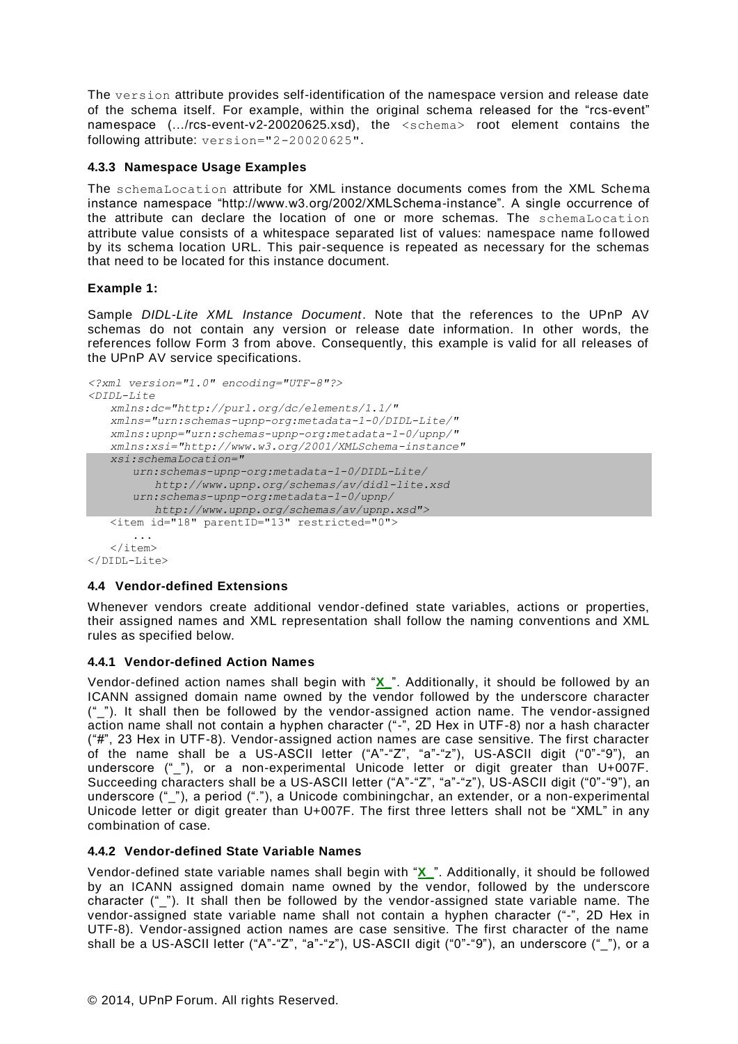The `version` attribute provides self-identification of the namespace version and release date of the schema itself. For example, within the original schema released for the "rcs-event" namespace (…/rcs-event-v2-20020625.xsd), the `<schema>` root element contains the following attribute: `version="2-20020625"`.

### 4.3.3 Namespace Usage Examples

The `schemaLocation` attribute for XML instance documents comes from the XML Schema instance namespace "http://www.w3.org/2002/XMLSchema-instance". A single occurrence of the attribute can declare the location of one or more schemas. The `schemaLocation` attribute value consists of a whitespace separated list of values: namespace name followed by its schema location URL. This pair-sequence is repeated as necessary for the schemas that need to be located for this instance document.

**Example 1:**

Sample *DIDL-Lite XML Instance Document*. Note that the references to the UPnP AV schemas do not contain any version or release date information. In other words, the references follow Form 3 from above. Consequently, this example is valid for all releases of the UPnP AV service specifications.

```
<?xml version="1.0" encoding="UTF-8"?>
<DIDL-Lite
   xmlns:dc="http://purl.org/dc/elements/1.1/"
   xmlns="urn:schemas-upnp-org:metadata-1-0/DIDL-Lite/"
   xmlns:upnp="urn:schemas-upnp-org:metadata-1-0/upnp/"
   xmlns:xsi="http://www.w3.org/2001/XMLSchema-instance"
   xsi:schemaLocation="
      urn:schemas-upnp-org:metadata-1-0/DIDL-Lite/
         http://www.upnp.org/schemas/av/didl-lite.xsd
      urn:schemas-upnp-org:metadata-1-0/upnp/
         http://www.upnp.org/schemas/av/upnp.xsd">
   <item id="18" parentID="13" restricted="0">
      ...
   </item>
</DIDL-Lite>
```

## 4.4 Vendor-defined Extensions

Whenever vendors create additional vendor-defined state variables, actions or properties, their assigned names and XML representation shall follow the naming conventions and XML rules as specified below.

### 4.4.1 Vendor-defined Action Names

Vendor-defined action names shall begin with "**X_**". Additionally, it should be followed by an ICANN assigned domain name owned by the vendor followed by the underscore character ("_"). It shall then be followed by the vendor-assigned action name. The vendor-assigned action name shall not contain a hyphen character ("-", 2D Hex in UTF-8) nor a hash character ("#", 23 Hex in UTF-8). Vendor-assigned action names are case sensitive. The first character of the name shall be a US-ASCII letter ("A"-"Z", "a"-"z"), US-ASCII digit ("0"-"9"), an underscore ("_"), or a non-experimental Unicode letter or digit greater than U+007F. Succeeding characters shall be a US-ASCII letter ("A"-"Z", "a"-"z"), US-ASCII digit ("0"-"9"), an underscore ("_"), a period ("."), a Unicode combiningchar, an extender, or a non-experimental Unicode letter or digit greater than U+007F. The first three letters shall not be "XML" in any combination of case.

### 4.4.2 Vendor-defined State Variable Names

Vendor-defined state variable names shall begin with "**X_**". Additionally, it should be followed by an ICANN assigned domain name owned by the vendor, followed by the underscore character ("_"). It shall then be followed by the vendor-assigned state variable name. The vendor-assigned state variable name shall not contain a hyphen character ("-", 2D Hex in UTF-8). Vendor-assigned action names are case sensitive. The first character of the name shall be a US-ASCII letter ("A"-"Z", "a"-"z"), US-ASCII digit ("0"-"9"), an underscore ("_"), or a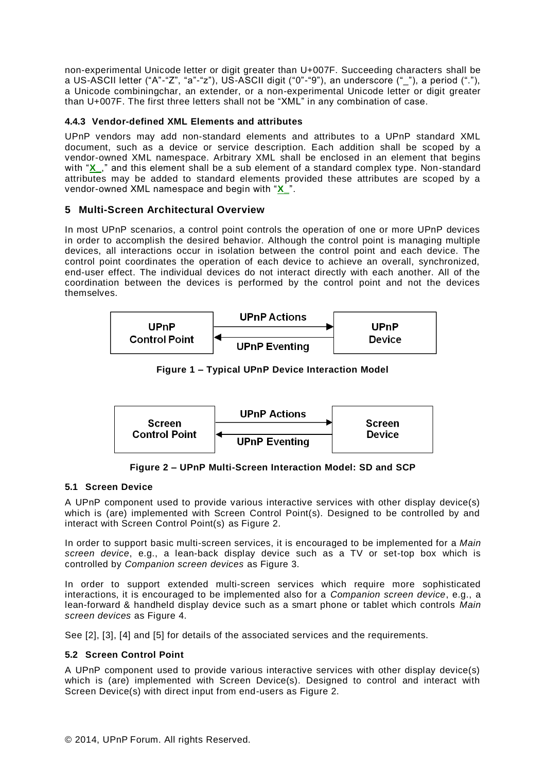non-experimental Unicode letter or digit greater than U+007F. Succeeding characters shall be a US-ASCII letter (“A”-“Z”, “a”-“z”), US-ASCII digit (“0”-“9”), an underscore (“_”), a period (“.”), a Unicode combiningchar, an extender, or a non-experimental Unicode letter or digit greater than U+007F. The first three letters shall not be “XML” in any combination of case.

#### 4.4.3 Vendor-defined XML Elements and attributes

UPnP vendors may add non-standard elements and attributes to a UPnP standard XML document, such as a device or service description. Each addition shall be scoped by a vendor-owned XML namespace. Arbitrary XML shall be enclosed in an element that begins with “**X_**,” and this element shall be a sub element of a standard complex type. Non-standard attributes may be added to standard elements provided these attributes are scoped by a vendor-owned XML namespace and begin with “**X_**”.

## 5 Multi-Screen Architectural Overview

In most UPnP scenarios, a control point controls the operation of one or more UPnP devices in order to accomplish the desired behavior. Although the control point is managing multiple devices, all interactions occur in isolation between the control point and each device. The control point coordinates the operation of each device to achieve an overall, synchronized, end-user effect. The individual devices do not interact directly with each another. All of the coordination between the devices is performed by the control point and not the devices themselves.

UPnP Control Point → UPnP Actions → UPnP Device; UPnP Device → UPnP Eventing → UPnP Control Point

**Figure 1 – Typical UPnP Device Interaction Model**

Screen Control Point → UPnP Actions → Screen Device; Screen Device → UPnP Eventing → Screen Control Point

**Figure 2 – UPnP Multi-Screen Interaction Model: SD and SCP**

### 5.1 Screen Device

A UPnP component used to provide various interactive services with other display device(s) which is (are) implemented with Screen Control Point(s). Designed to be controlled by and interact with Screen Control Point(s) as Figure 2.

In order to support basic multi-screen services, it is encouraged to be implemented for a *Main screen device*, e.g., a lean-back display device such as a TV or set-top box which is controlled by *Companion screen devices* as Figure 3.

In order to support extended multi-screen services which require more sophisticated interactions, it is encouraged to be implemented also for a *Companion screen device*, e.g., a lean-forward & handheld display device such as a smart phone or tablet which controls *Main screen devices* as Figure 4.

See [2], [3], [4] and [5] for details of the associated services and the requirements.

### 5.2 Screen Control Point

A UPnP component used to provide various interactive services with other display device(s) which is (are) implemented with Screen Device(s). Designed to control and interact with Screen Device(s) with direct input from end-users as Figure 2.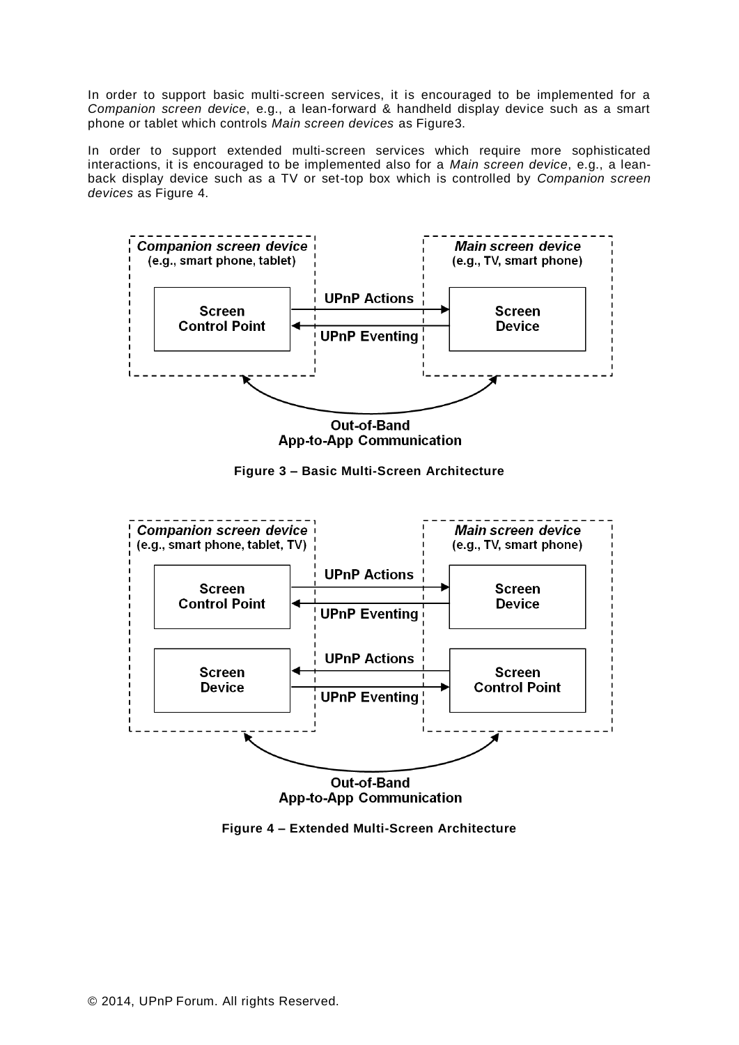In order to support basic multi-screen services, it is encouraged to be implemented for a *Companion screen device*, e.g., a lean-forward & handheld display device such as a smart phone or tablet which controls *Main screen devices* as Figure3.

In order to support extended multi-screen services which require more sophisticated interactions, it is encouraged to be implemented also for a *Main screen device*, e.g., a lean-back display device such as a TV or set-top box which is controlled by *Companion screen devices* as Figure 4.

*Companion screen device*
(e.g., smart phone, tablet)

Screen
Control Point

UPnP Actions

UPnP Eventing

*Main screen device*
(e.g., TV, smart phone)

Screen
Device

Out-of-Band
App-to-App Communication

**Figure 3 – Basic Multi-Screen Architecture**

*Companion screen device*
(e.g., smart phone, tablet, TV)

Screen
Control Point

Screen
Device

UPnP Actions

UPnP Eventing

UPnP Actions

UPnP Eventing

*Main screen device*
(e.g., TV, smart phone)

Screen
Device

Screen
Control Point

Out-of-Band
App-to-App Communication

**Figure 4 – Extended Multi-Screen Architecture**